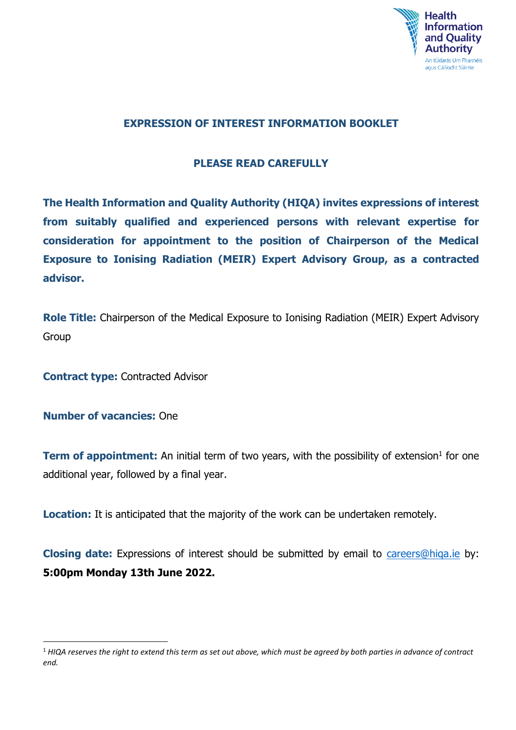## EXPRESSION OF INTEREST INFORMATION BOOKLET

## PLEASE READ CAREFULLY

**The Health Information and Quality Authority (HIQA) invites expressions of interest from suitably qualified and experienced persons with relevant expertise for consideration for appointment to the position of Chairperson of the Medical Exposure to Ionising Radiation (MEIR) Expert Advisory Group, as a contracted advisor.**

**Role Title:** Chairperson of the Medical Exposure to Ionising Radiation (MEIR) Expert Advisory Group

**Contract type:** Contracted Advisor

**Number of vacancies:** One

**Term of appointment:** An initial term of two years, with the possibility of extension[1] for one additional year, followed by a final year.

**Location:** It is anticipated that the majority of the work can be undertaken remotely.

**Closing date:** Expressions of interest should be submitted by email to careers@hiqa.ie by: **5:00pm Monday 13th June 2022.**

[1] *HIQA reserves the right to extend this term as set out above, which must be agreed by both parties in advance of contract end.*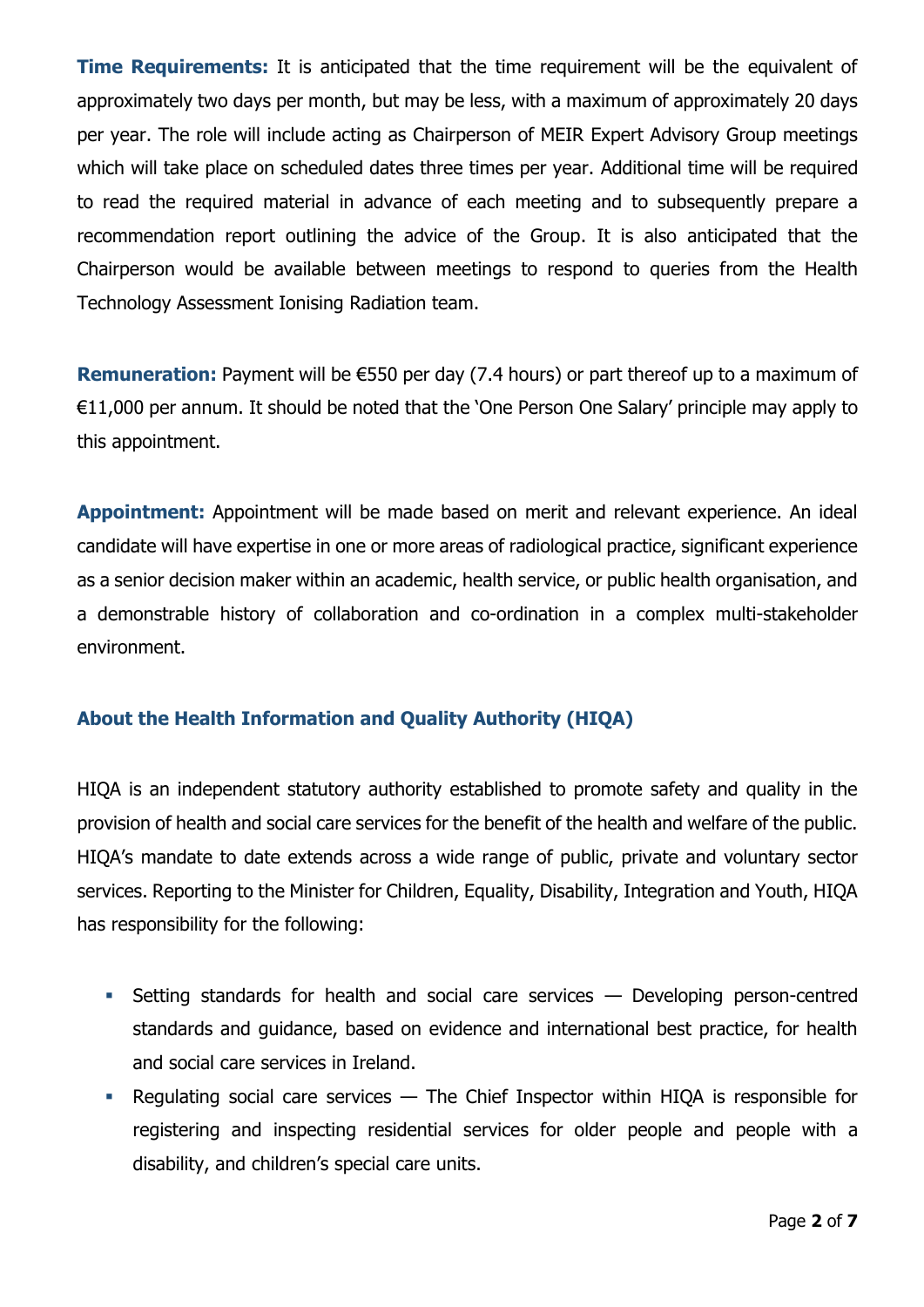**Time Requirements:** It is anticipated that the time requirement will be the equivalent of approximately two days per month, but may be less, with a maximum of approximately 20 days per year. The role will include acting as Chairperson of MEIR Expert Advisory Group meetings which will take place on scheduled dates three times per year. Additional time will be required to read the required material in advance of each meeting and to subsequently prepare a recommendation report outlining the advice of the Group. It is also anticipated that the Chairperson would be available between meetings to respond to queries from the Health Technology Assessment Ionising Radiation team.

**Remuneration:** Payment will be €550 per day (7.4 hours) or part thereof up to a maximum of €11,000 per annum. It should be noted that the 'One Person One Salary' principle may apply to this appointment.

**Appointment:** Appointment will be made based on merit and relevant experience. An ideal candidate will have expertise in one or more areas of radiological practice, significant experience as a senior decision maker within an academic, health service, or public health organisation, and a demonstrable history of collaboration and co-ordination in a complex multi-stakeholder environment.

### About the Health Information and Quality Authority (HIQA)

HIQA is an independent statutory authority established to promote safety and quality in the provision of health and social care services for the benefit of the health and welfare of the public. HIQA's mandate to date extends across a wide range of public, private and voluntary sector services. Reporting to the Minister for Children, Equality, Disability, Integration and Youth, HIQA has responsibility for the following:

- Setting standards for health and social care services — Developing person-centred standards and guidance, based on evidence and international best practice, for health and social care services in Ireland.
- Regulating social care services — The Chief Inspector within HIQA is responsible for registering and inspecting residential services for older people and people with a disability, and children's special care units.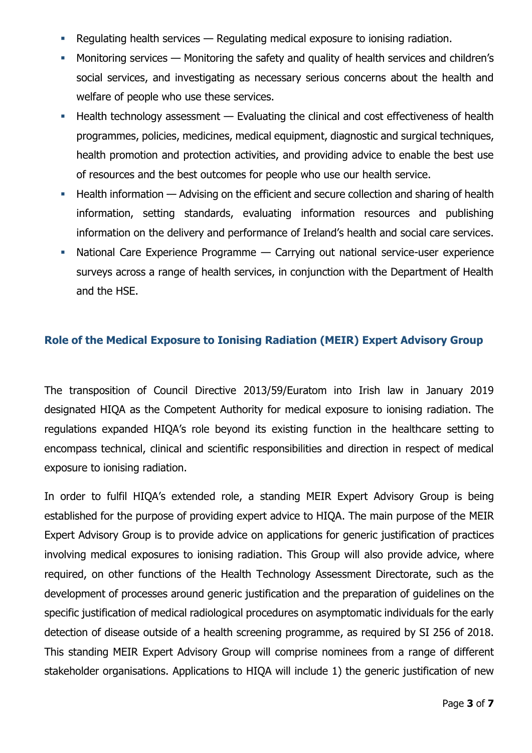- Regulating health services — Regulating medical exposure to ionising radiation.
- Monitoring services — Monitoring the safety and quality of health services and children's social services, and investigating as necessary serious concerns about the health and welfare of people who use these services.
- Health technology assessment — Evaluating the clinical and cost effectiveness of health programmes, policies, medicines, medical equipment, diagnostic and surgical techniques, health promotion and protection activities, and providing advice to enable the best use of resources and the best outcomes for people who use our health service.
- Health information — Advising on the efficient and secure collection and sharing of health information, setting standards, evaluating information resources and publishing information on the delivery and performance of Ireland's health and social care services.
- National Care Experience Programme — Carrying out national service-user experience surveys across a range of health services, in conjunction with the Department of Health and the HSE.

## Role of the Medical Exposure to Ionising Radiation (MEIR) Expert Advisory Group

The transposition of Council Directive 2013/59/Euratom into Irish law in January 2019 designated HIQA as the Competent Authority for medical exposure to ionising radiation. The regulations expanded HIQA's role beyond its existing function in the healthcare setting to encompass technical, clinical and scientific responsibilities and direction in respect of medical exposure to ionising radiation.

In order to fulfil HIQA's extended role, a standing MEIR Expert Advisory Group is being established for the purpose of providing expert advice to HIQA. The main purpose of the MEIR Expert Advisory Group is to provide advice on applications for generic justification of practices involving medical exposures to ionising radiation. This Group will also provide advice, where required, on other functions of the Health Technology Assessment Directorate, such as the development of processes around generic justification and the preparation of guidelines on the specific justification of medical radiological procedures on asymptomatic individuals for the early detection of disease outside of a health screening programme, as required by SI 256 of 2018. This standing MEIR Expert Advisory Group will comprise nominees from a range of different stakeholder organisations. Applications to HIQA will include 1) the generic justification of new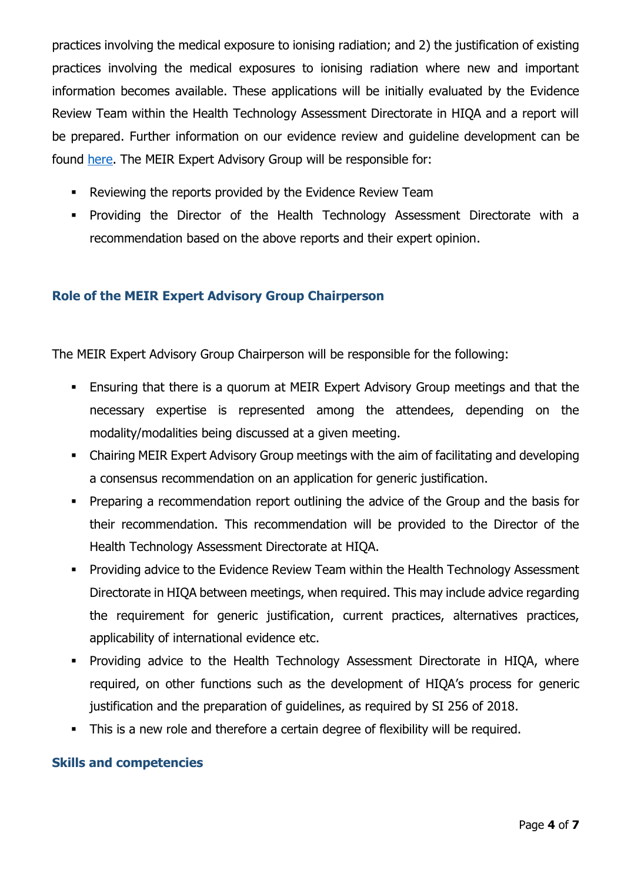practices involving the medical exposure to ionising radiation; and 2) the justification of existing practices involving the medical exposures to ionising radiation where new and important information becomes available. These applications will be initially evaluated by the Evidence Review Team within the Health Technology Assessment Directorate in HIQA and a report will be prepared. Further information on our evidence review and guideline development can be found here. The MEIR Expert Advisory Group will be responsible for:

- Reviewing the reports provided by the Evidence Review Team
- Providing the Director of the Health Technology Assessment Directorate with a recommendation based on the above reports and their expert opinion.

### Role of the MEIR Expert Advisory Group Chairperson

The MEIR Expert Advisory Group Chairperson will be responsible for the following:

- Ensuring that there is a quorum at MEIR Expert Advisory Group meetings and that the necessary expertise is represented among the attendees, depending on the modality/modalities being discussed at a given meeting.
- Chairing MEIR Expert Advisory Group meetings with the aim of facilitating and developing a consensus recommendation on an application for generic justification.
- Preparing a recommendation report outlining the advice of the Group and the basis for their recommendation. This recommendation will be provided to the Director of the Health Technology Assessment Directorate at HIQA.
- Providing advice to the Evidence Review Team within the Health Technology Assessment Directorate in HIQA between meetings, when required. This may include advice regarding the requirement for generic justification, current practices, alternatives practices, applicability of international evidence etc.
- Providing advice to the Health Technology Assessment Directorate in HIQA, where required, on other functions such as the development of HIQA's process for generic justification and the preparation of guidelines, as required by SI 256 of 2018.
- This is a new role and therefore a certain degree of flexibility will be required.

### Skills and competencies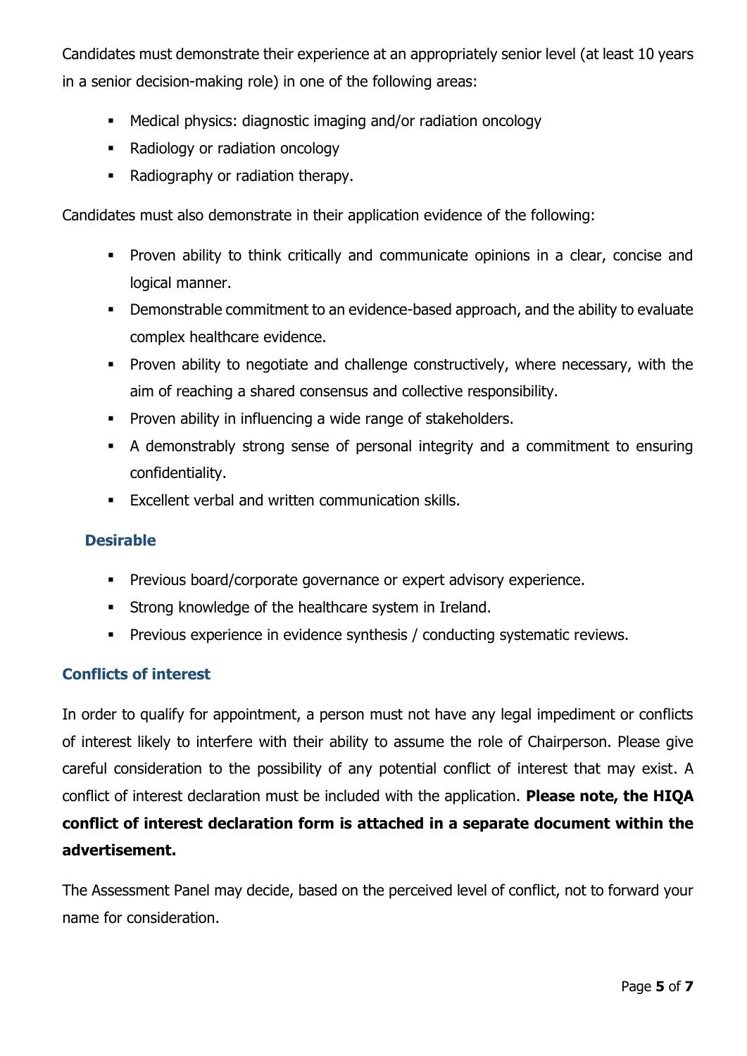Candidates must demonstrate their experience at an appropriately senior level (at least 10 years in a senior decision-making role) in one of the following areas:

- Medical physics: diagnostic imaging and/or radiation oncology
- Radiology or radiation oncology
- Radiography or radiation therapy.

Candidates must also demonstrate in their application evidence of the following:

- Proven ability to think critically and communicate opinions in a clear, concise and logical manner.
- Demonstrable commitment to an evidence-based approach, and the ability to evaluate complex healthcare evidence.
- Proven ability to negotiate and challenge constructively, where necessary, with the aim of reaching a shared consensus and collective responsibility.
- Proven ability in influencing a wide range of stakeholders.
- A demonstrably strong sense of personal integrity and a commitment to ensuring confidentiality.
- Excellent verbal and written communication skills.

### Desirable

- Previous board/corporate governance or expert advisory experience.
- Strong knowledge of the healthcare system in Ireland.
- Previous experience in evidence synthesis / conducting systematic reviews.

### Conflicts of interest

In order to qualify for appointment, a person must not have any legal impediment or conflicts of interest likely to interfere with their ability to assume the role of Chairperson. Please give careful consideration to the possibility of any potential conflict of interest that may exist. A conflict of interest declaration must be included with the application. **Please note, the HIQA conflict of interest declaration form is attached in a separate document within the advertisement.**

The Assessment Panel may decide, based on the perceived level of conflict, not to forward your name for consideration.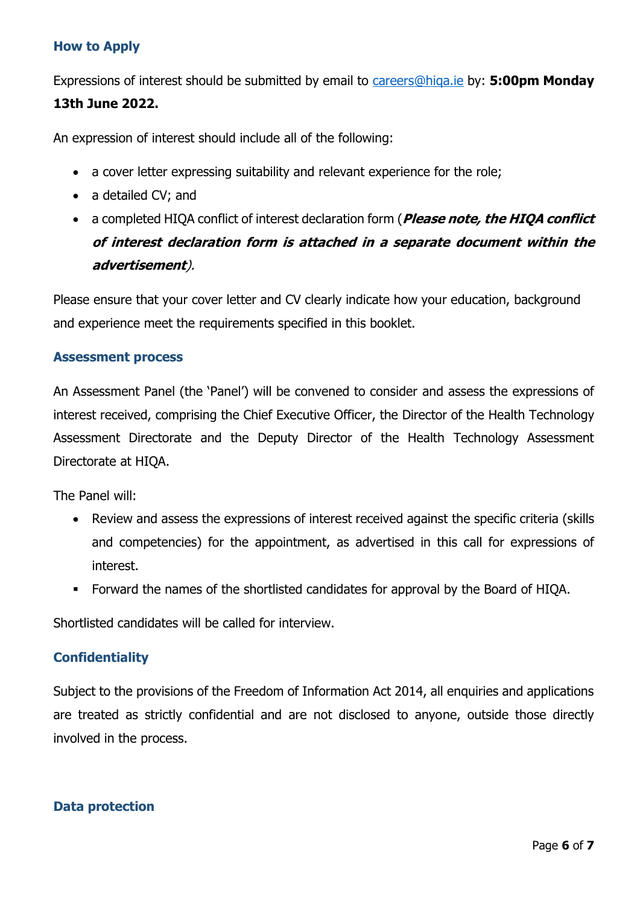### How to Apply

Expressions of interest should be submitted by email to careers@hiqa.ie by: **5:00pm Monday 13th June 2022.**

An expression of interest should include all of the following:

- a cover letter expressing suitability and relevant experience for the role;
- a detailed CV; and
- a completed HIQA conflict of interest declaration form (***Please note, the HIQA conflict of interest declaration form is attached in a separate document within the advertisement***).

Please ensure that your cover letter and CV clearly indicate how your education, background and experience meet the requirements specified in this booklet.

### Assessment process

An Assessment Panel (the 'Panel') will be convened to consider and assess the expressions of interest received, comprising the Chief Executive Officer, the Director of the Health Technology Assessment Directorate and the Deputy Director of the Health Technology Assessment Directorate at HIQA.

The Panel will:

- Review and assess the expressions of interest received against the specific criteria (skills and competencies) for the appointment, as advertised in this call for expressions of interest.
- Forward the names of the shortlisted candidates for approval by the Board of HIQA.

Shortlisted candidates will be called for interview.

### Confidentiality

Subject to the provisions of the Freedom of Information Act 2014, all enquiries and applications are treated as strictly confidential and are not disclosed to anyone, outside those directly involved in the process.

### Data protection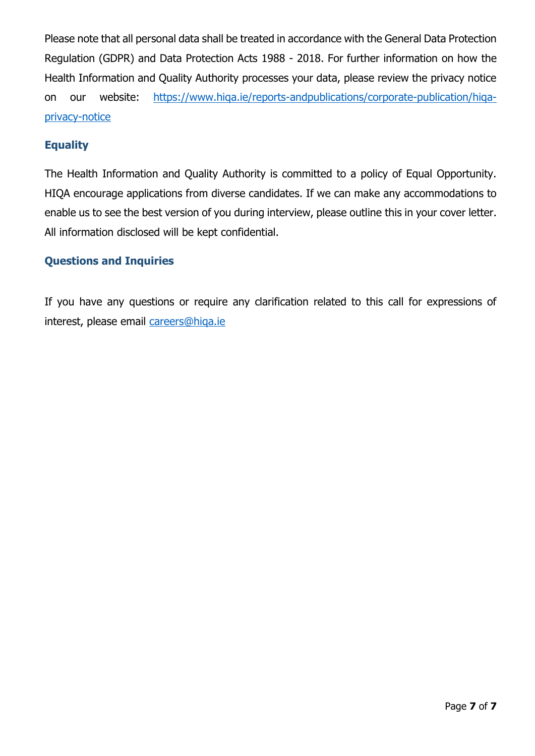Please note that all personal data shall be treated in accordance with the General Data Protection Regulation (GDPR) and Data Protection Acts 1988 - 2018. For further information on how the Health Information and Quality Authority processes your data, please review the privacy notice on our website: [https://www.hiqa.ie/reports-andpublications/corporate-publication/hiqa-privacy-notice](https://www.hiqa.ie/reports-andpublications/corporate-publication/hiqa-privacy-notice)

## Equality

The Health Information and Quality Authority is committed to a policy of Equal Opportunity. HIQA encourage applications from diverse candidates. If we can make any accommodations to enable us to see the best version of you during interview, please outline this in your cover letter. All information disclosed will be kept confidential.

## Questions and Inquiries

If you have any questions or require any clarification related to this call for expressions of interest, please email [careers@hiqa.ie](mailto:careers@hiqa.ie)